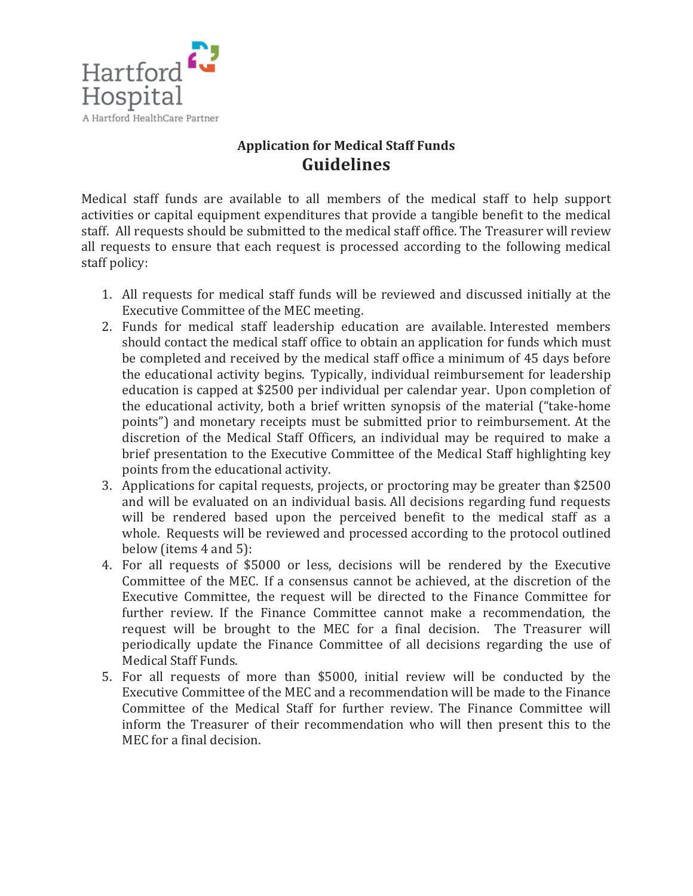Hartford Hospital

A Hartford HealthCare Partner

**Application for Medical Staff Funds**

# Guidelines

Medical staff funds are available to all members of the medical staff to help support activities or capital equipment expenditures that provide a tangible benefit to the medical staff. All requests should be submitted to the medical staff office. The Treasurer will review all requests to ensure that each request is processed according to the following medical staff policy:

1. All requests for medical staff funds will be reviewed and discussed initially at the Executive Committee of the MEC meeting.
2. Funds for medical staff leadership education are available. Interested members should contact the medical staff office to obtain an application for funds which must be completed and received by the medical staff office a minimum of 45 days before the educational activity begins. Typically, individual reimbursement for leadership education is capped at $2500 per individual per calendar year. Upon completion of the educational activity, both a brief written synopsis of the material ("take-home points") and monetary receipts must be submitted prior to reimbursement. At the discretion of the Medical Staff Officers, an individual may be required to make a brief presentation to the Executive Committee of the Medical Staff highlighting key points from the educational activity.
3. Applications for capital requests, projects, or proctoring may be greater than $2500 and will be evaluated on an individual basis. All decisions regarding fund requests will be rendered based upon the perceived benefit to the medical staff as a whole. Requests will be reviewed and processed according to the protocol outlined below (items 4 and 5):
4. For all requests of $5000 or less, decisions will be rendered by the Executive Committee of the MEC. If a consensus cannot be achieved, at the discretion of the Executive Committee, the request will be directed to the Finance Committee for further review. If the Finance Committee cannot make a recommendation, the request will be brought to the MEC for a final decision. The Treasurer will periodically update the Finance Committee of all decisions regarding the use of Medical Staff Funds.
5. For all requests of more than $5000, initial review will be conducted by the Executive Committee of the MEC and a recommendation will be made to the Finance Committee of the Medical Staff for further review. The Finance Committee will inform the Treasurer of their recommendation who will then present this to the MEC for a final decision.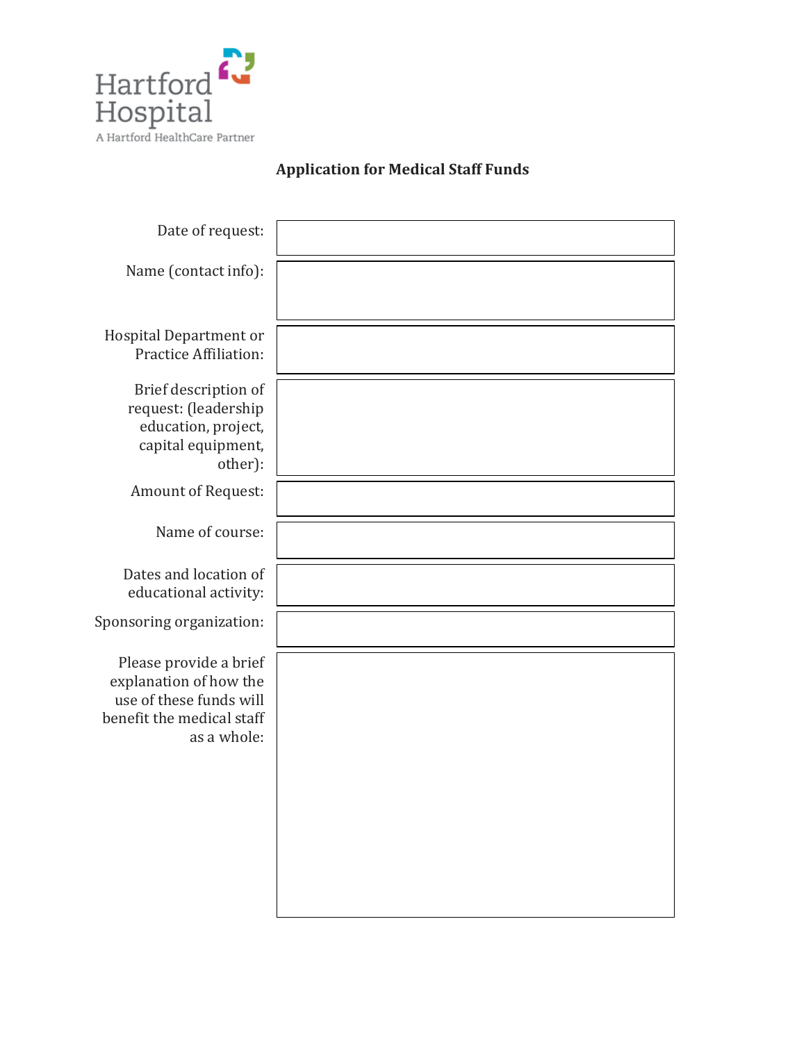Hartford Hospital
A Hartford HealthCare Partner

## Application for Medical Staff Funds

| | |
|---|---|
| Date of request: | |
| Name (contact info): | |
| Hospital Department or Practice Affiliation: | |
| Brief description of request: (leadership education, project, capital equipment, other): | |
| Amount of Request: | |
| Name of course: | |
| Dates and location of educational activity: | |
| Sponsoring organization: | |
| Please provide a brief explanation of how the use of these funds will benefit the medical staff as a whole: | |